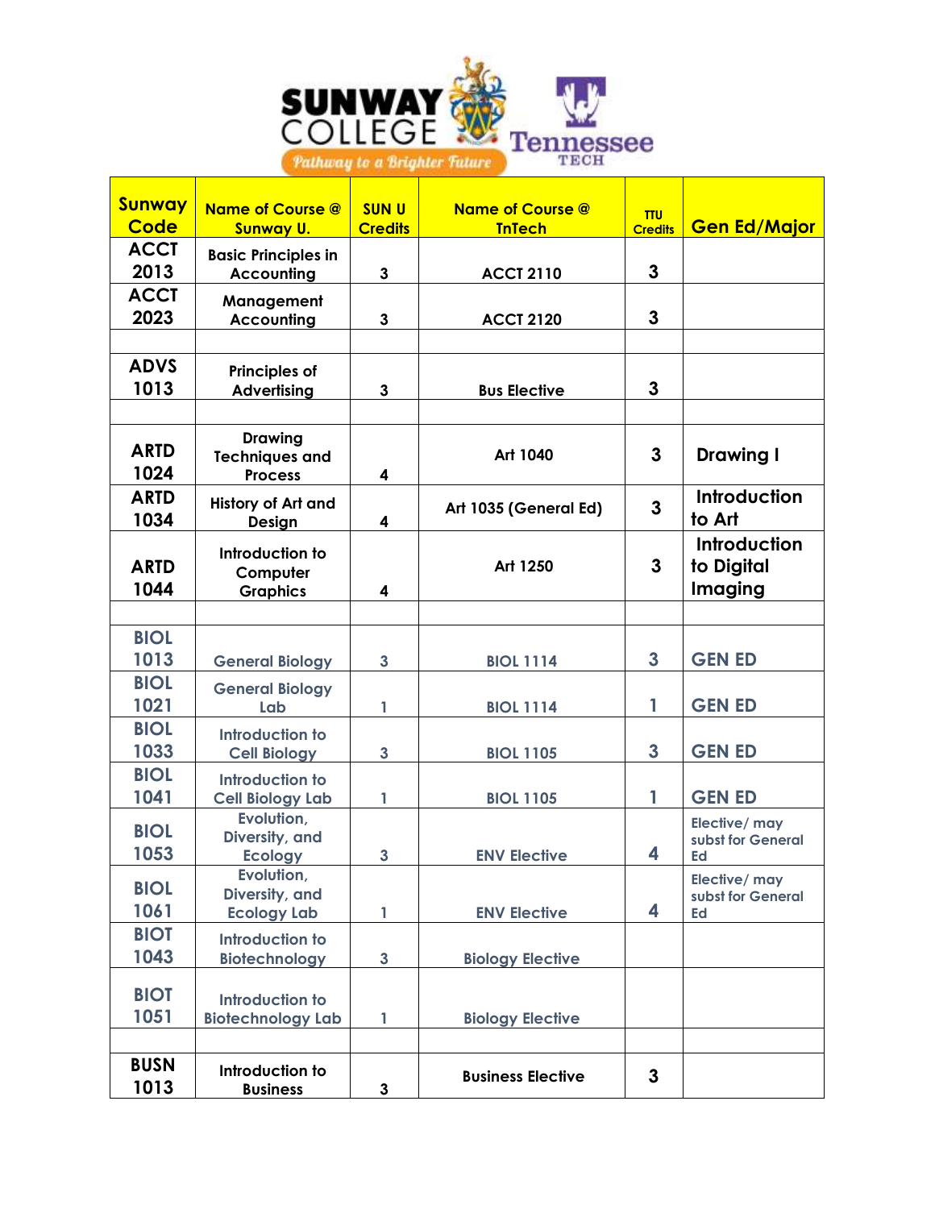SUNWAY COLLEGE

*Pathway to a Brighter Future*

Tennessee TECH

| Sunway Code | Name of Course @ Sunway U. | SUN U Credits | Name of Course @ TnTech | TTU Credits | Gen Ed/Major |
|---|---|---|---|---|---|
| ACCT 2013 | Basic Principles in Accounting | 3 | ACCT 2110 | 3 | |
| ACCT 2023 | Management Accounting | 3 | ACCT 2120 | 3 | |
| | | | | | |
| ADVS 1013 | Principles of Advertising | 3 | Bus Elective | 3 | |
| | | | | | |
| ARTD 1024 | Drawing Techniques and Process | 4 | Art 1040 | 3 | Drawing I |
| ARTD 1034 | History of Art and Design | 4 | Art 1035 (General Ed) | 3 | Introduction to Art |
| ARTD 1044 | Introduction to Computer Graphics | 4 | Art 1250 | 3 | Introduction to Digital Imaging |
| | | | | | |
| BIOL 1013 | General Biology | 3 | BIOL 1114 | 3 | GEN ED |
| BIOL 1021 | General Biology Lab | 1 | BIOL 1114 | 1 | GEN ED |
| BIOL 1033 | Introduction to Cell Biology | 3 | BIOL 1105 | 3 | GEN ED |
| BIOL 1041 | Introduction to Cell Biology Lab | 1 | BIOL 1105 | 1 | GEN ED |
| BIOL 1053 | Evolution, Diversity, and Ecology | 3 | ENV Elective | 4 | Elective/ may subst for General Ed |
| BIOL 1061 | Evolution, Diversity, and Ecology Lab | 1 | ENV Elective | 4 | Elective/ may subst for General Ed |
| BIOT 1043 | Introduction to Biotechnology | 3 | Biology Elective | | |
| BIOT 1051 | Introduction to Biotechnology Lab | 1 | Biology Elective | | |
| | | | | | |
| BUSN 1013 | Introduction to Business | 3 | Business Elective | 3 | |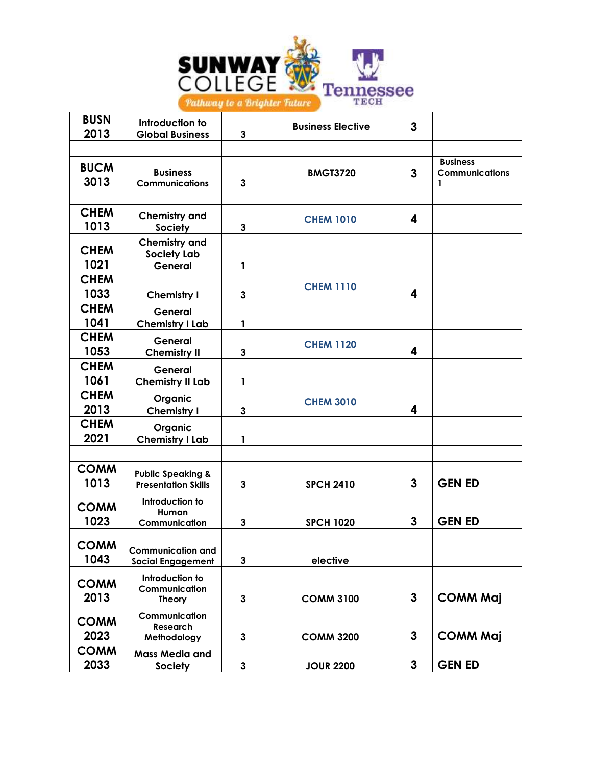| BUSN 2013 | Introduction to Global Business | 3 | Business Elective | 3 | |
|---|---|---|---|---|---|
| | | | | | |
| BUCM 3013 | Business Communications | 3 | BMGT3720 | 3 | Business Communications 1 |
| | | | | | |
| CHEM 1013 | Chemistry and Society | 3 | CHEM 1010 | 4 | |
| CHEM 1021 | Chemistry and Society Lab General | 1 | | | |
| CHEM 1033 | Chemistry I | 3 | CHEM 1110 | 4 | |
| CHEM 1041 | General Chemistry I Lab | 1 | | | |
| CHEM 1053 | General Chemistry II | 3 | CHEM 1120 | 4 | |
| CHEM 1061 | General Chemistry II Lab | 1 | | | |
| CHEM 2013 | Organic Chemistry I | 3 | CHEM 3010 | 4 | |
| CHEM 2021 | Organic Chemistry I Lab | 1 | | | |
| | | | | | |
| COMM 1013 | Public Speaking & Presentation Skills | 3 | SPCH 2410 | 3 | GEN ED |
| COMM 1023 | Introduction to Human Communication | 3 | SPCH 1020 | 3 | GEN ED |
| COMM 1043 | Communication and Social Engagement | 3 | elective | | |
| COMM 2013 | Introduction to Communication Theory | 3 | COMM 3100 | 3 | COMM Maj |
| COMM 2023 | Communication Research Methodology | 3 | COMM 3200 | 3 | COMM Maj |
| COMM 2033 | Mass Media and Society | 3 | JOUR 2200 | 3 | GEN ED |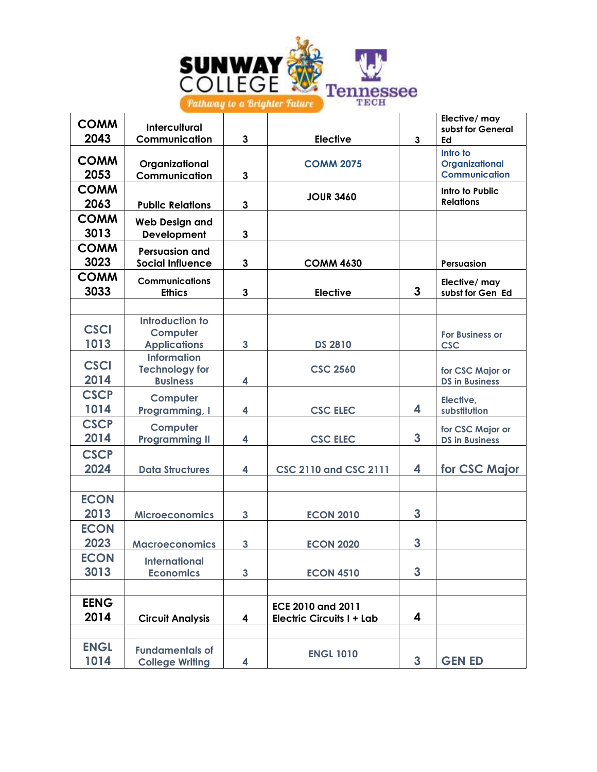| | | | | | |
|---|---|---|---|---|---|
| COMM 2043 | Intercultural Communication | 3 | Elective | 3 | Elective/ may subst for General Ed |
| COMM 2053 | Organizational Communication | 3 | COMM 2075 | | Intro to Organizational Communication |
| COMM 2063 | Public Relations | 3 | JOUR 3460 | | Intro to Public Relations |
| COMM 3013 | Web Design and Development | 3 | | | |
| COMM 3023 | Persuasion and Social Influence | 3 | COMM 4630 | | Persuasion |
| COMM 3033 | Communications Ethics | 3 | Elective | 3 | Elective/ may subst for Gen Ed |
| | | | | | |
| CSCI 1013 | Introduction to Computer Applications | 3 | DS 2810 | | For Business or CSC |
| CSCI 2014 | Information Technology for Business | 4 | CSC 2560 | | for CSC Major or DS in Business |
| CSCP 1014 | Computer Programming, I | 4 | CSC ELEC | 4 | Elective, substitution |
| CSCP 2014 | Computer Programming II | 4 | CSC ELEC | 3 | for CSC Major or DS in Business |
| CSCP 2024 | Data Structures | 4 | CSC 2110 and CSC 2111 | 4 | for CSC Major |
| | | | | | |
| ECON 2013 | Microeconomics | 3 | ECON 2010 | 3 | |
| ECON 2023 | Macroeconomics | 3 | ECON 2020 | 3 | |
| ECON 3013 | International Economics | 3 | ECON 4510 | 3 | |
| | | | | | |
| EENG 2014 | Circuit Analysis | 4 | ECE 2010 and 2011 Electric Circuits I + Lab | 4 | |
| | | | | | |
| ENGL 1014 | Fundamentals of College Writing | 4 | ENGL 1010 | 3 | GEN ED |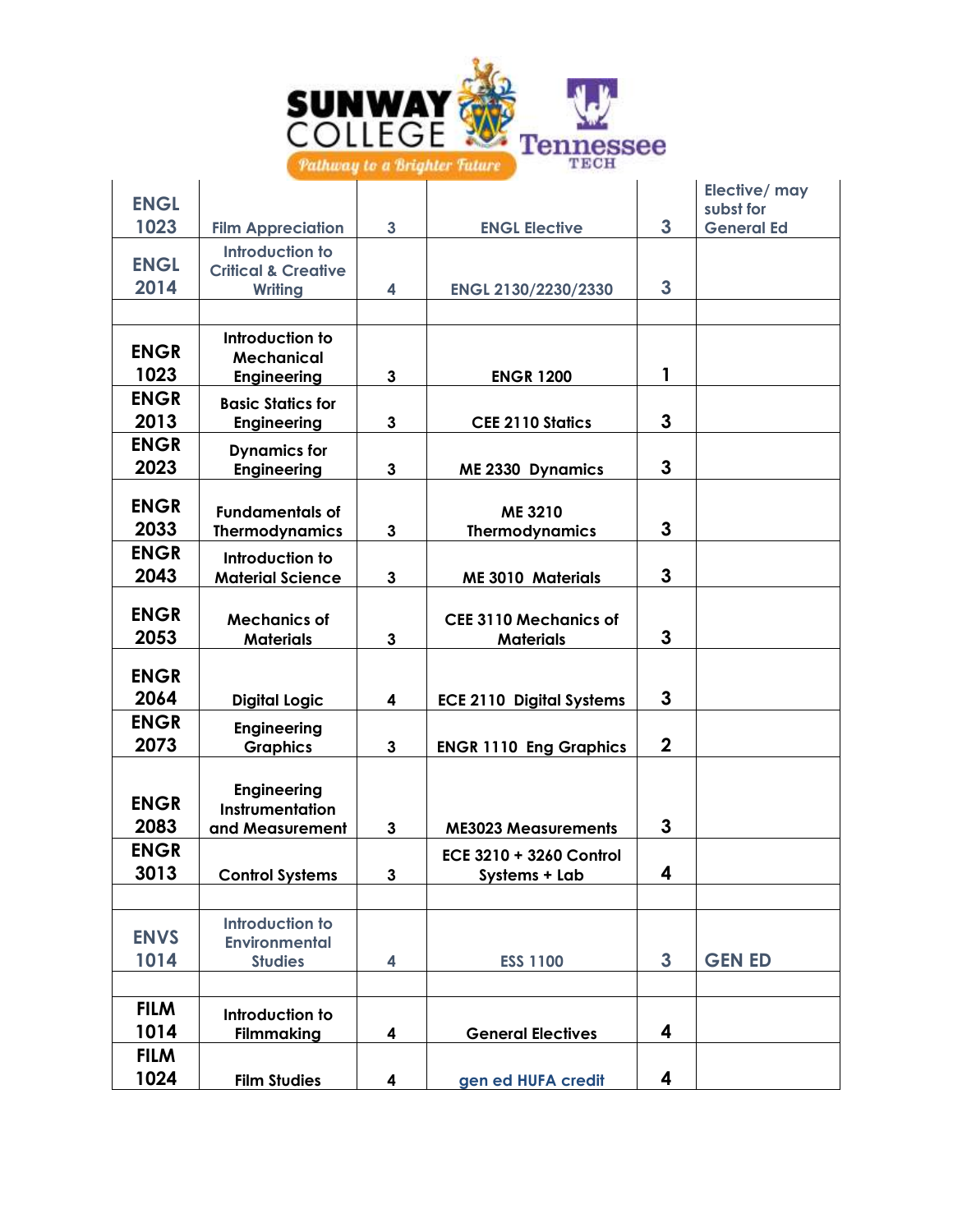| | | | | | |
|---|---|---|---|---|---|
| ENGL 1023 | Film Appreciation | 3 | ENGL Elective | 3 | Elective/ may subst for General Ed |
| ENGL 2014 | Introduction to Critical & Creative Writing | 4 | ENGL 2130/2230/2330 | 3 | |
| | | | | | |
| ENGR 1023 | Introduction to Mechanical Engineering | 3 | ENGR 1200 | 1 | |
| ENGR 2013 | Basic Statics for Engineering | 3 | CEE 2110 Statics | 3 | |
| ENGR 2023 | Dynamics for Engineering | 3 | ME 2330 Dynamics | 3 | |
| ENGR 2033 | Fundamentals of Thermodynamics | 3 | ME 3210 Thermodynamics | 3 | |
| ENGR 2043 | Introduction to Material Science | 3 | ME 3010 Materials | 3 | |
| ENGR 2053 | Mechanics of Materials | 3 | CEE 3110 Mechanics of Materials | 3 | |
| ENGR 2064 | Digital Logic | 4 | ECE 2110 Digital Systems | 3 | |
| ENGR 2073 | Engineering Graphics | 3 | ENGR 1110 Eng Graphics | 2 | |
| ENGR 2083 | Engineering Instrumentation and Measurement | 3 | ME3023 Measurements | 3 | |
| ENGR 3013 | Control Systems | 3 | ECE 3210 + 3260 Control Systems + Lab | 4 | |
| | | | | | |
| ENVS 1014 | Introduction to Environmental Studies | 4 | ESS 1100 | 3 | GEN ED |
| | | | | | |
| FILM 1014 | Introduction to Filmmaking | 4 | General Electives | 4 | |
| FILM 1024 | Film Studies | 4 | gen ed HUFA credit | 4 | |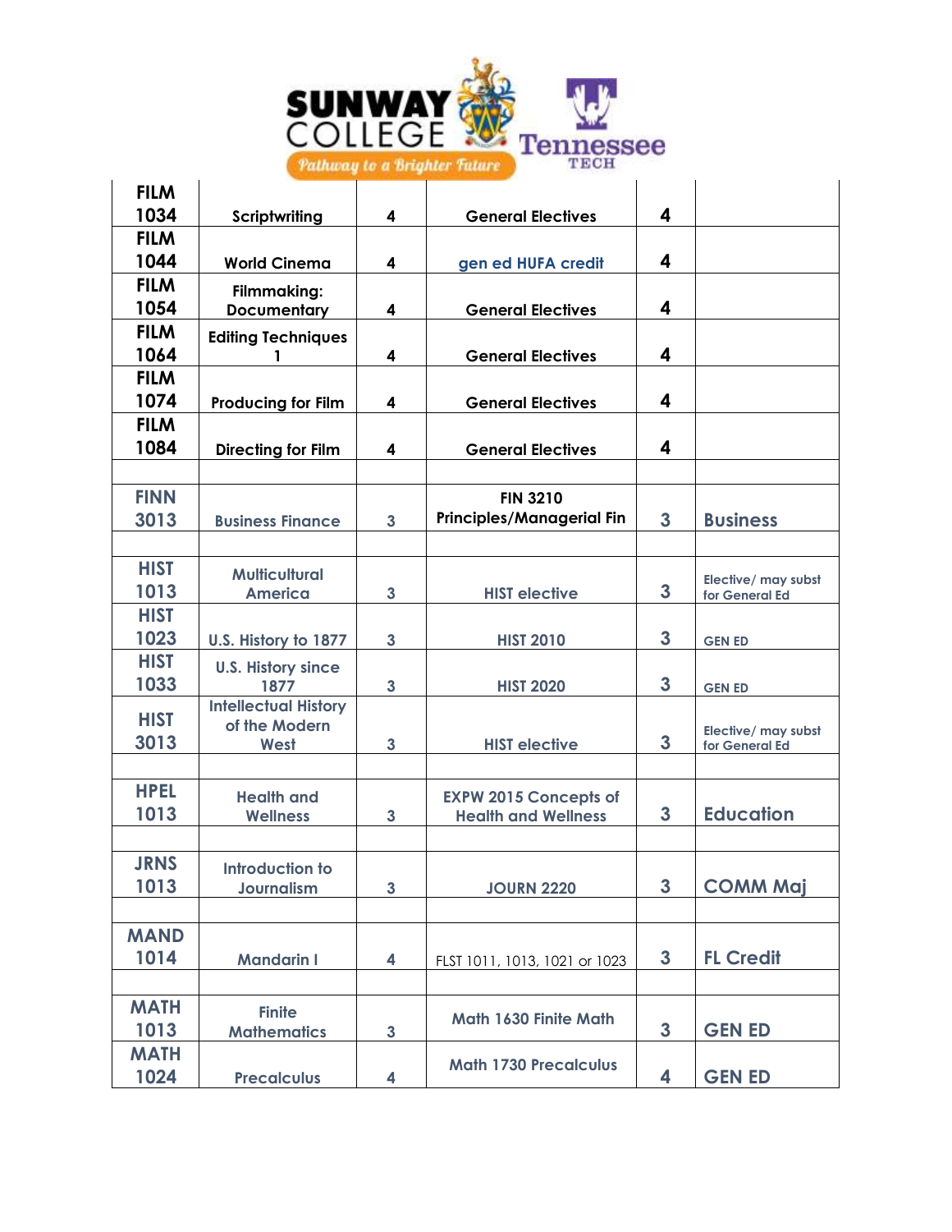| | | | | | |
|---|---|---|---|---|---|
| FILM 1034 | Scriptwriting | 4 | General Electives | 4 | |
| FILM 1044 | World Cinema | 4 | gen ed HUFA credit | 4 | |
| FILM 1054 | Filmmaking: Documentary | 4 | General Electives | 4 | |
| FILM 1064 | Editing Techniques 1 | 4 | General Electives | 4 | |
| FILM 1074 | Producing for Film | 4 | General Electives | 4 | |
| FILM 1084 | Directing for Film | 4 | General Electives | 4 | |
| | | | | | |
| FINN 3013 | Business Finance | 3 | FIN 3210 Principles/Managerial Fin | 3 | Business |
| | | | | | |
| HIST 1013 | Multicultural America | 3 | HIST elective | 3 | Elective/ may subst for General Ed |
| HIST 1023 | U.S. History to 1877 | 3 | HIST 2010 | 3 | GEN ED |
| HIST 1033 | U.S. History since 1877 | 3 | HIST 2020 | 3 | GEN ED |
| HIST 3013 | Intellectual History of the Modern West | 3 | HIST elective | 3 | Elective/ may subst for General Ed |
| | | | | | |
| HPEL 1013 | Health and Wellness | 3 | EXPW 2015 Concepts of Health and Wellness | 3 | Education |
| | | | | | |
| JRNS 1013 | Introduction to Journalism | 3 | JOURN 2220 | 3 | COMM Maj |
| | | | | | |
| MAND 1014 | Mandarin I | 4 | FLST 1011, 1013, 1021 or 1023 | 3 | FL Credit |
| | | | | | |
| MATH 1013 | Finite Mathematics | 3 | Math 1630 Finite Math | 3 | GEN ED |
| MATH 1024 | Precalculus | 4 | Math 1730 Precalculus | 4 | GEN ED |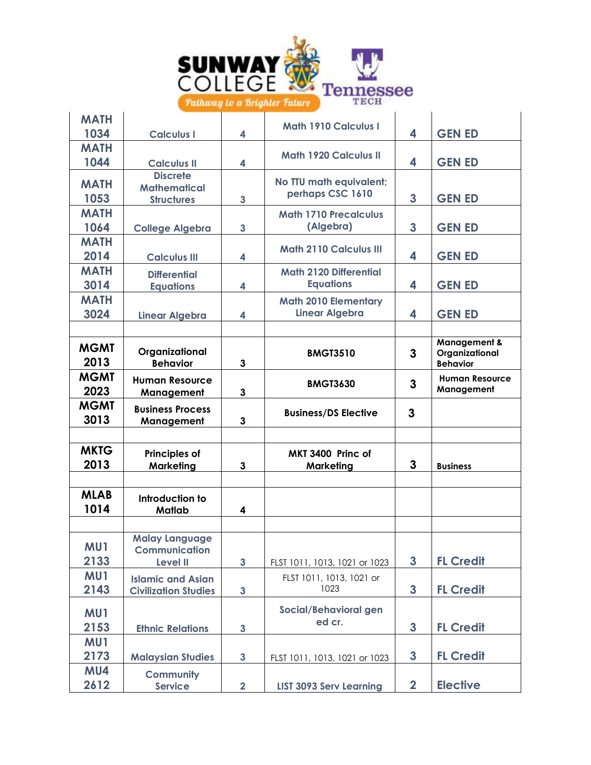| MATH 1034 | Calculus I | 4 | Math 1910 Calculus I | 4 | GEN ED |
|---|---|---|---|---|---|
| MATH 1044 | Calculus II | 4 | Math 1920 Calculus II | 4 | GEN ED |
| MATH 1053 | Discrete Mathematical Structures | 3 | No TTU math equivalent; perhaps CSC 1610 | 3 | GEN ED |
| MATH 1064 | College Algebra | 3 | Math 1710 Precalculus (Algebra) | 3 | GEN ED |
| MATH 2014 | Calculus III | 4 | Math 2110 Calculus III | 4 | GEN ED |
| MATH 3014 | Differential Equations | 4 | Math 2120 Differential Equations | 4 | GEN ED |
| MATH 3024 | Linear Algebra | 4 | Math 2010 Elementary Linear Algebra | 4 | GEN ED |
| | | | | | |
| MGMT 2013 | Organizational Behavior | 3 | BMGT3510 | 3 | Management & Organizational Behavior |
| MGMT 2023 | Human Resource Management | 3 | BMGT3630 | 3 | Human Resource Management |
| MGMT 3013 | Business Process Management | 3 | Business/DS Elective | 3 | |
| | | | | | |
| MKTG 2013 | Principles of Marketing | 3 | MKT 3400 Princ of Marketing | 3 | Business |
| | | | | | |
| MLAB 1014 | Introduction to Matlab | 4 | | | |
| | | | | | |
| MU1 2133 | Malay Language Communication Level II | 3 | FLST 1011, 1013, 1021 or 1023 | 3 | FL Credit |
| MU1 2143 | Islamic and Asian Civilization Studies | 3 | FLST 1011, 1013, 1021 or 1023 | 3 | FL Credit |
| MU1 2153 | Ethnic Relations | 3 | Social/Behavioral gen ed cr. | 3 | FL Credit |
| MU1 2173 | Malaysian Studies | 3 | FLST 1011, 1013, 1021 or 1023 | 3 | FL Credit |
| MU4 2612 | Community Service | 2 | LIST 3093 Serv Learning | 2 | Elective |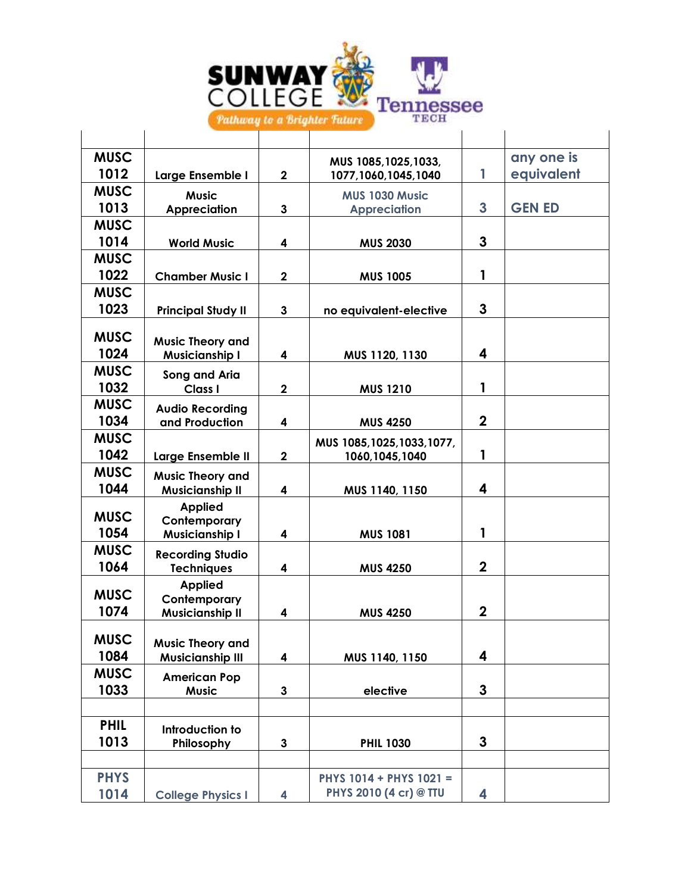| | | | | | |
|---|---|---|---|---|---|
| MUSC 1012 | Large Ensemble I | 2 | MUS 1085,1025,1033, 1077,1060,1045,1040 | 1 | any one is equivalent |
| MUSC 1013 | Music Appreciation | 3 | MUS 1030 Music Appreciation | 3 | GEN ED |
| MUSC 1014 | World Music | 4 | MUS 2030 | 3 | |
| MUSC 1022 | Chamber Music I | 2 | MUS 1005 | 1 | |
| MUSC 1023 | Principal Study II | 3 | no equivalent-elective | 3 | |
| MUSC 1024 | Music Theory and Musicianship I | 4 | MUS 1120, 1130 | 4 | |
| MUSC 1032 | Song and Aria Class I | 2 | MUS 1210 | 1 | |
| MUSC 1034 | Audio Recording and Production | 4 | MUS 4250 | 2 | |
| MUSC 1042 | Large Ensemble II | 2 | MUS 1085,1025,1033,1077, 1060,1045,1040 | 1 | |
| MUSC 1044 | Music Theory and Musicianship II | 4 | MUS 1140, 1150 | 4 | |
| MUSC 1054 | Applied Contemporary Musicianship I | 4 | MUS 1081 | 1 | |
| MUSC 1064 | Recording Studio Techniques | 4 | MUS 4250 | 2 | |
| MUSC 1074 | Applied Contemporary Musicianship II | 4 | MUS 4250 | 2 | |
| MUSC 1084 | Music Theory and Musicianship III | 4 | MUS 1140, 1150 | 4 | |
| MUSC 1033 | American Pop Music | 3 | elective | 3 | |
| | | | | | |
| PHIL 1013 | Introduction to Philosophy | 3 | PHIL 1030 | 3 | |
| | | | | | |
| PHYS 1014 | College Physics I | 4 | PHYS 1014 + PHYS 1021 = PHYS 2010 (4 cr) @ TTU | 4 | |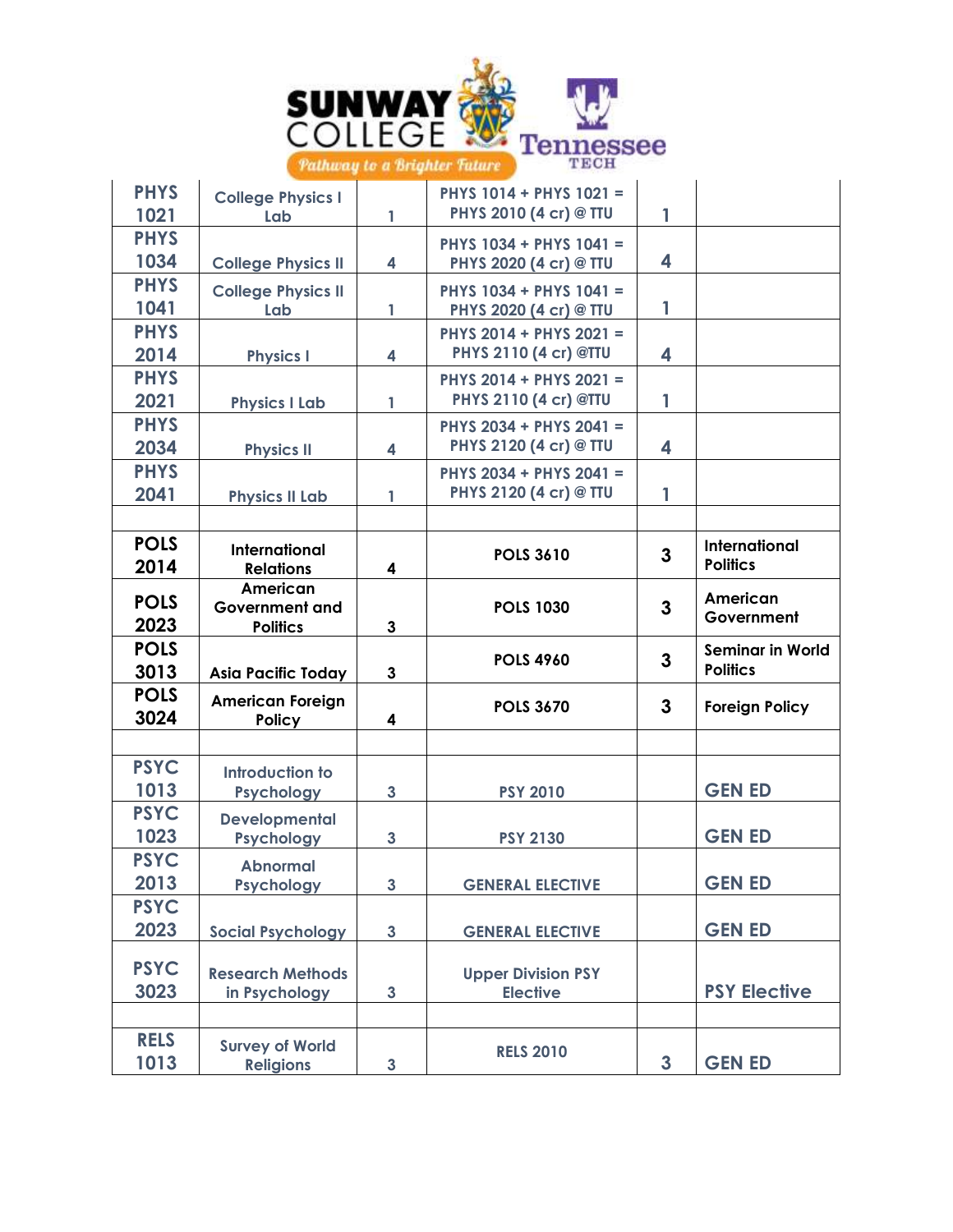| | | | | | |
|---|---|---|---|---|---|
| PHYS 1021 | College Physics I Lab | 1 | PHYS 1014 + PHYS 1021 = PHYS 2010 (4 cr) @ TTU | 1 | |
| PHYS 1034 | College Physics II | 4 | PHYS 1034 + PHYS 1041 = PHYS 2020 (4 cr) @ TTU | 4 | |
| PHYS 1041 | College Physics II Lab | 1 | PHYS 1034 + PHYS 1041 = PHYS 2020 (4 cr) @ TTU | 1 | |
| PHYS 2014 | Physics I | 4 | PHYS 2014 + PHYS 2021 = PHYS 2110 (4 cr) @TTU | 4 | |
| PHYS 2021 | Physics I Lab | 1 | PHYS 2014 + PHYS 2021 = PHYS 2110 (4 cr) @TTU | 1 | |
| PHYS 2034 | Physics II | 4 | PHYS 2034 + PHYS 2041 = PHYS 2120 (4 cr) @ TTU | 4 | |
| PHYS 2041 | Physics II Lab | 1 | PHYS 2034 + PHYS 2041 = PHYS 2120 (4 cr) @ TTU | 1 | |
| | | | | | |
| **POLS 2014** | **International Relations** | **4** | **POLS 3610** | **3** | **International Politics** |
| **POLS 2023** | **American Government and Politics** | **3** | **POLS 1030** | **3** | **American Government** |
| **POLS 3013** | **Asia Pacific Today** | **3** | **POLS 4960** | **3** | **Seminar in World Politics** |
| **POLS 3024** | **American Foreign Policy** | **4** | **POLS 3670** | **3** | **Foreign Policy** |
| | | | | | |
| PSYC 1013 | Introduction to Psychology | 3 | PSY 2010 | | GEN ED |
| PSYC 1023 | Developmental Psychology | 3 | PSY 2130 | | GEN ED |
| PSYC 2013 | Abnormal Psychology | 3 | GENERAL ELECTIVE | | GEN ED |
| PSYC 2023 | Social Psychology | 3 | GENERAL ELECTIVE | | GEN ED |
| PSYC 3023 | Research Methods in Psychology | 3 | Upper Division PSY Elective | | PSY Elective |
| | | | | | |
| RELS 1013 | Survey of World Religions | 3 | RELS 2010 | 3 | GEN ED |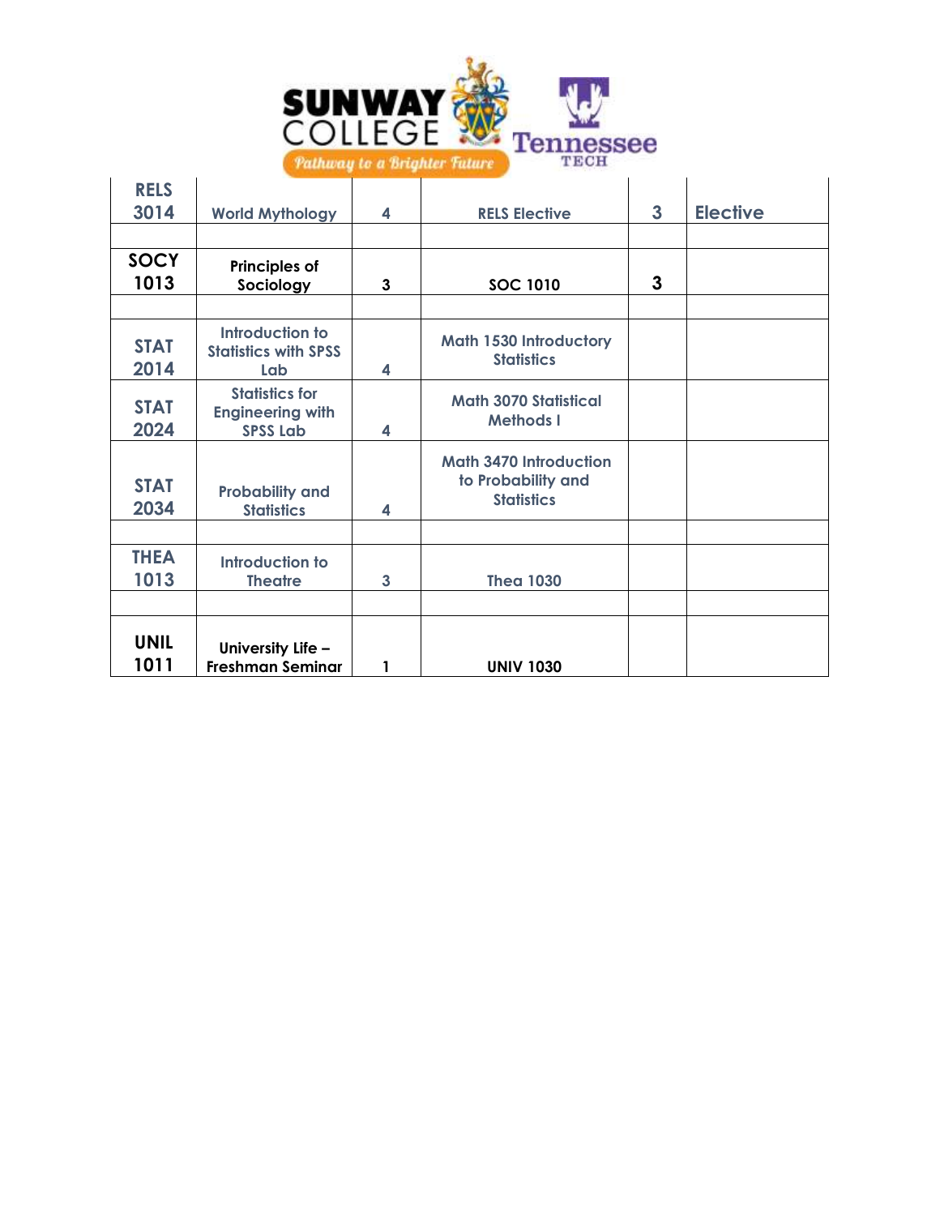| | | | | | |
|---|---|---|---|---|---|
| RELS 3014 | World Mythology | 4 | RELS Elective | 3 | Elective |
| | | | | | |
| SOCY 1013 | Principles of Sociology | 3 | SOC 1010 | 3 | |
| | | | | | |
| STAT 2014 | Introduction to Statistics with SPSS Lab | 4 | Math 1530 Introductory Statistics | | |
| STAT 2024 | Statistics for Engineering with SPSS Lab | 4 | Math 3070 Statistical Methods I | | |
| STAT 2034 | Probability and Statistics | 4 | Math 3470 Introduction to Probability and Statistics | | |
| | | | | | |
| THEA 1013 | Introduction to Theatre | 3 | Thea 1030 | | |
| | | | | | |
| UNIL 1011 | University Life – Freshman Seminar | 1 | UNIV 1030 | | |